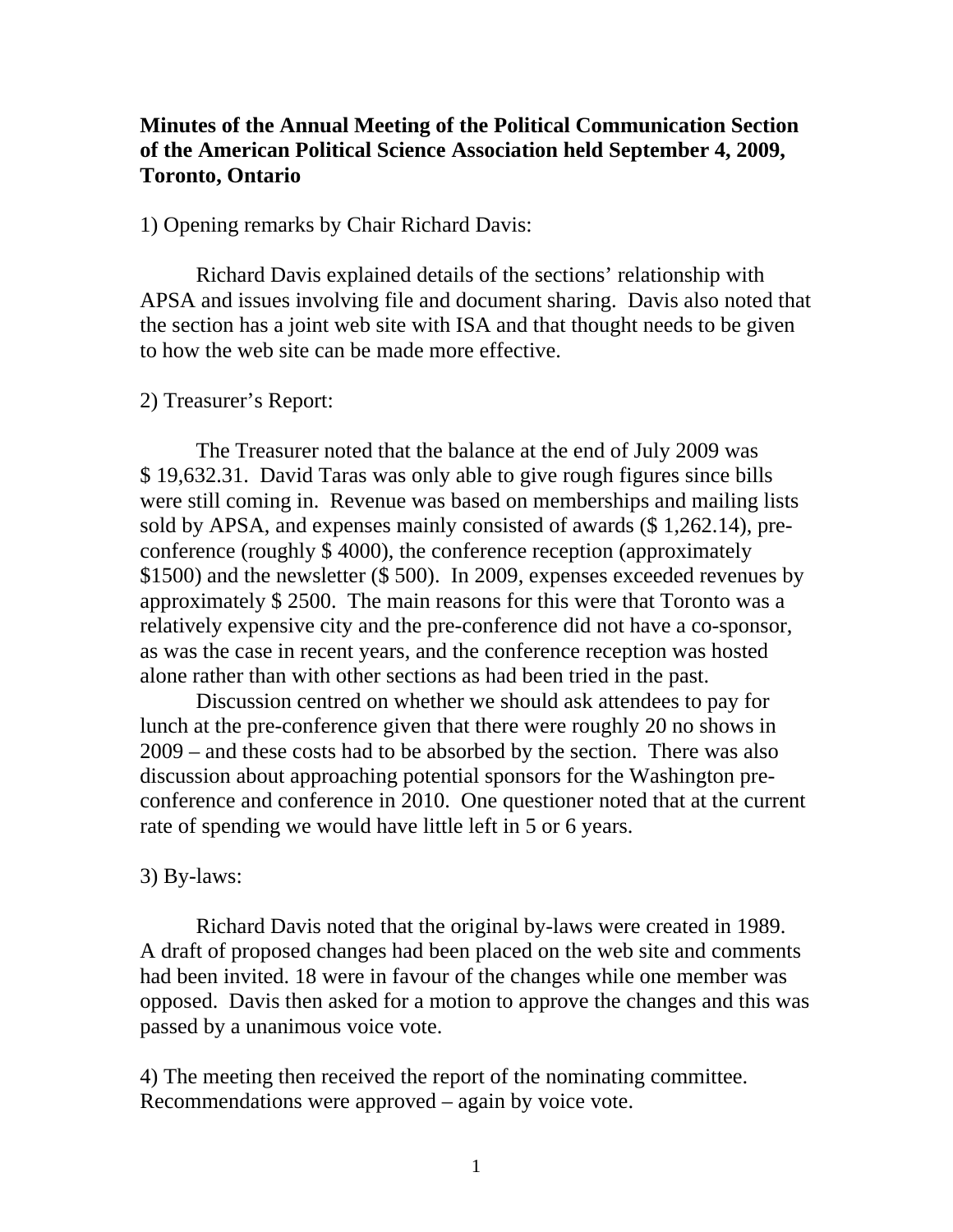**Minutes of the Annual Meeting of the Political Communication Section of the American Political Science Association held September 4, 2009, Toronto, Ontario**

1) Opening remarks by Chair Richard Davis:

Richard Davis explained details of the sections' relationship with APSA and issues involving file and document sharing. Davis also noted that the section has a joint web site with ISA and that thought needs to be given to how the web site can be made more effective.

2) Treasurer's Report:

The Treasurer noted that the balance at the end of July 2009 was $ 19,632.31. David Taras was only able to give rough figures since bills were still coming in. Revenue was based on memberships and mailing lists sold by APSA, and expenses mainly consisted of awards ($ 1,262.14), pre-conference (roughly $ 4000), the conference reception (approximately $1500) and the newsletter ($ 500). In 2009, expenses exceeded revenues by approximately $ 2500. The main reasons for this were that Toronto was a relatively expensive city and the pre-conference did not have a co-sponsor, as was the case in recent years, and the conference reception was hosted alone rather than with other sections as had been tried in the past.

Discussion centred on whether we should ask attendees to pay for lunch at the pre-conference given that there were roughly 20 no shows in 2009 – and these costs had to be absorbed by the section. There was also discussion about approaching potential sponsors for the Washington pre-conference and conference in 2010. One questioner noted that at the current rate of spending we would have little left in 5 or 6 years.

3) By-laws:

Richard Davis noted that the original by-laws were created in 1989. A draft of proposed changes had been placed on the web site and comments had been invited. 18 were in favour of the changes while one member was opposed. Davis then asked for a motion to approve the changes and this was passed by a unanimous voice vote.

4) The meeting then received the report of the nominating committee. Recommendations were approved – again by voice vote.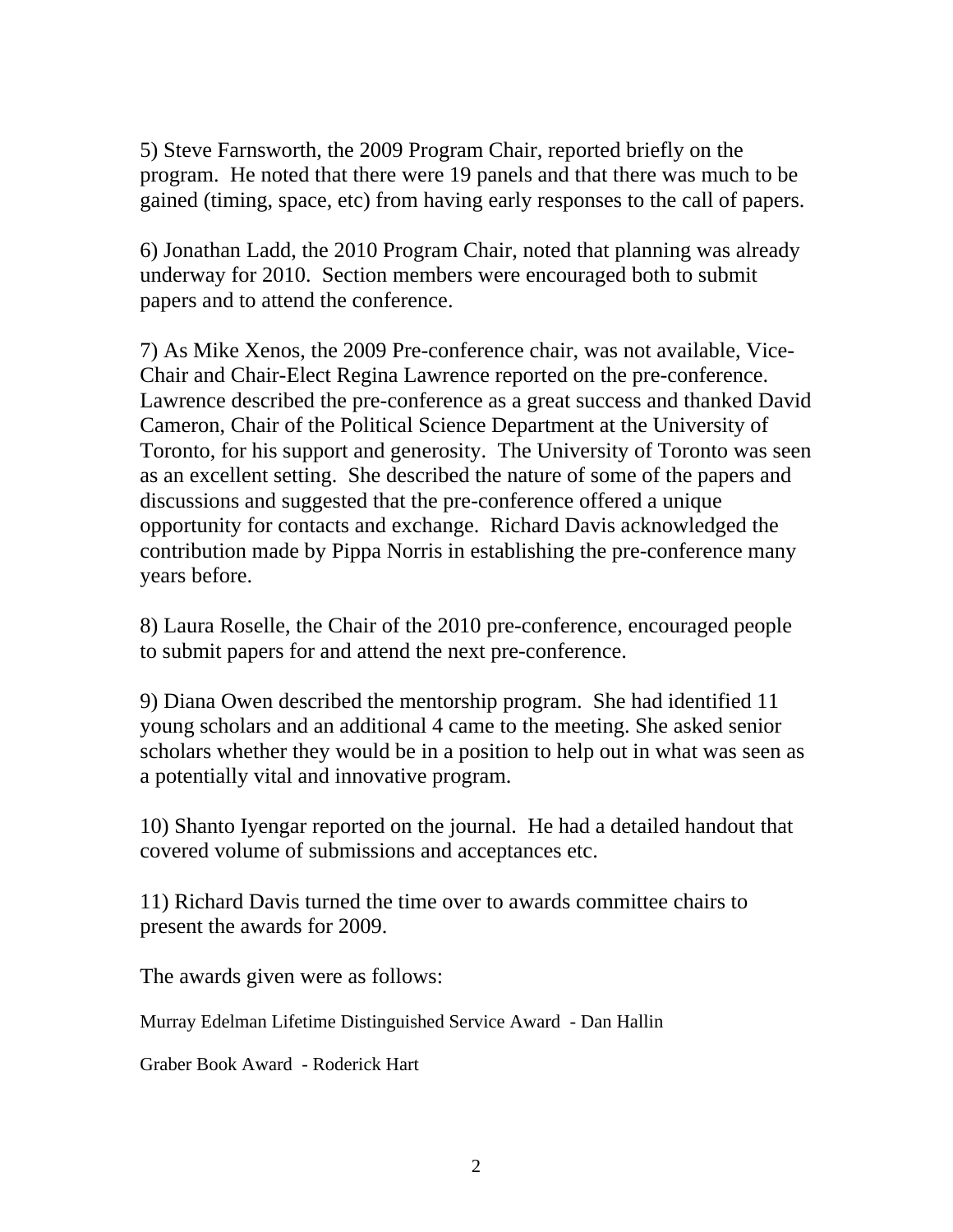5) Steve Farnsworth, the 2009 Program Chair, reported briefly on the program. He noted that there were 19 panels and that there was much to be gained (timing, space, etc) from having early responses to the call of papers.

6) Jonathan Ladd, the 2010 Program Chair, noted that planning was already underway for 2010. Section members were encouraged both to submit papers and to attend the conference.

7) As Mike Xenos, the 2009 Pre-conference chair, was not available, Vice-Chair and Chair-Elect Regina Lawrence reported on the pre-conference. Lawrence described the pre-conference as a great success and thanked David Cameron, Chair of the Political Science Department at the University of Toronto, for his support and generosity. The University of Toronto was seen as an excellent setting. She described the nature of some of the papers and discussions and suggested that the pre-conference offered a unique opportunity for contacts and exchange. Richard Davis acknowledged the contribution made by Pippa Norris in establishing the pre-conference many years before.

8) Laura Roselle, the Chair of the 2010 pre-conference, encouraged people to submit papers for and attend the next pre-conference.

9) Diana Owen described the mentorship program. She had identified 11 young scholars and an additional 4 came to the meeting. She asked senior scholars whether they would be in a position to help out in what was seen as a potentially vital and innovative program.

10) Shanto Iyengar reported on the journal. He had a detailed handout that covered volume of submissions and acceptances etc.

11) Richard Davis turned the time over to awards committee chairs to present the awards for 2009.

The awards given were as follows:

Murray Edelman Lifetime Distinguished Service Award - Dan Hallin

Graber Book Award - Roderick Hart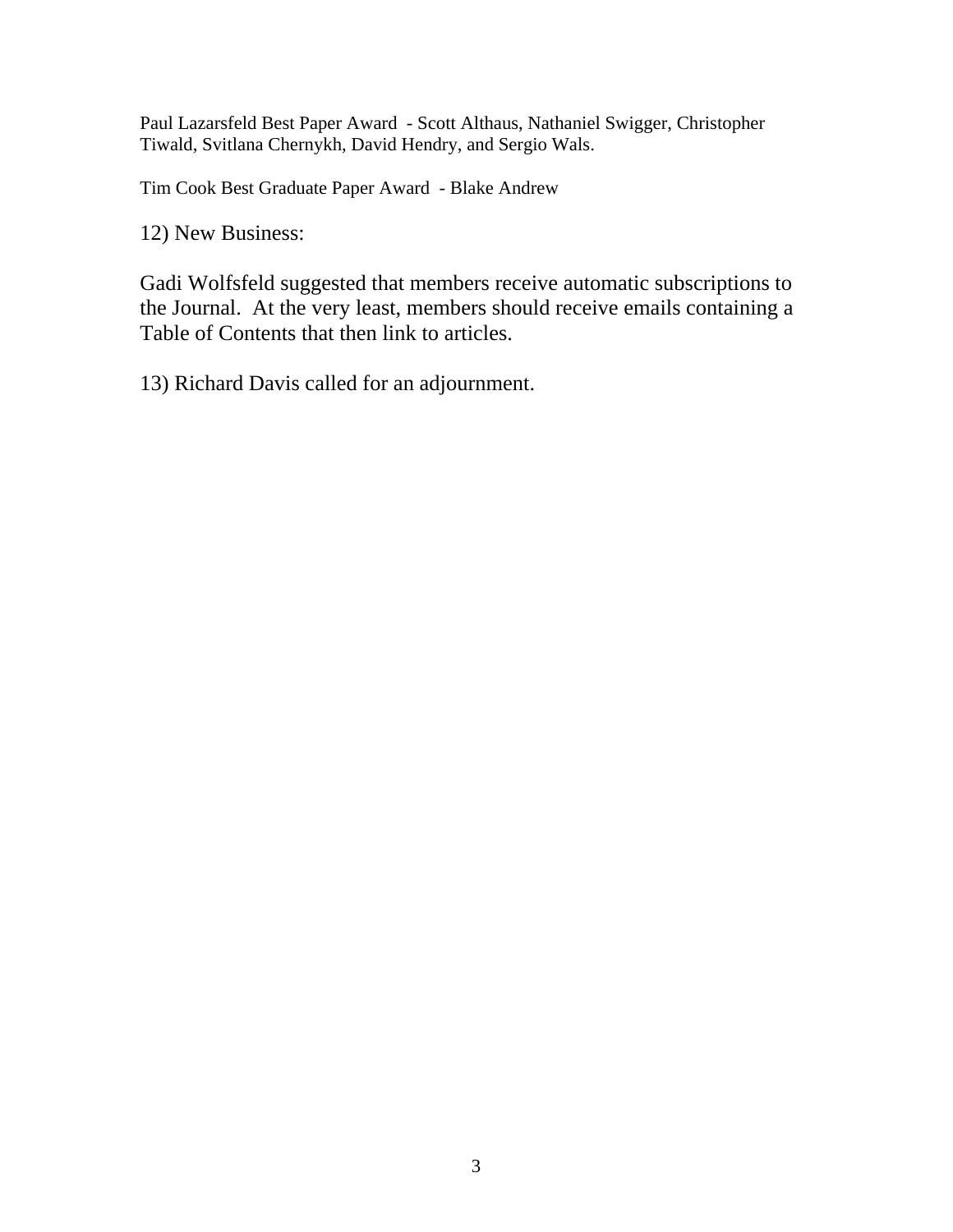Paul Lazarsfeld Best Paper Award - Scott Althaus, Nathaniel Swigger, Christopher Tiwald, Svitlana Chernykh, David Hendry, and Sergio Wals.

Tim Cook Best Graduate Paper Award - Blake Andrew

12) New Business:

Gadi Wolfsfeld suggested that members receive automatic subscriptions to the Journal. At the very least, members should receive emails containing a Table of Contents that then link to articles.

13) Richard Davis called for an adjournment.